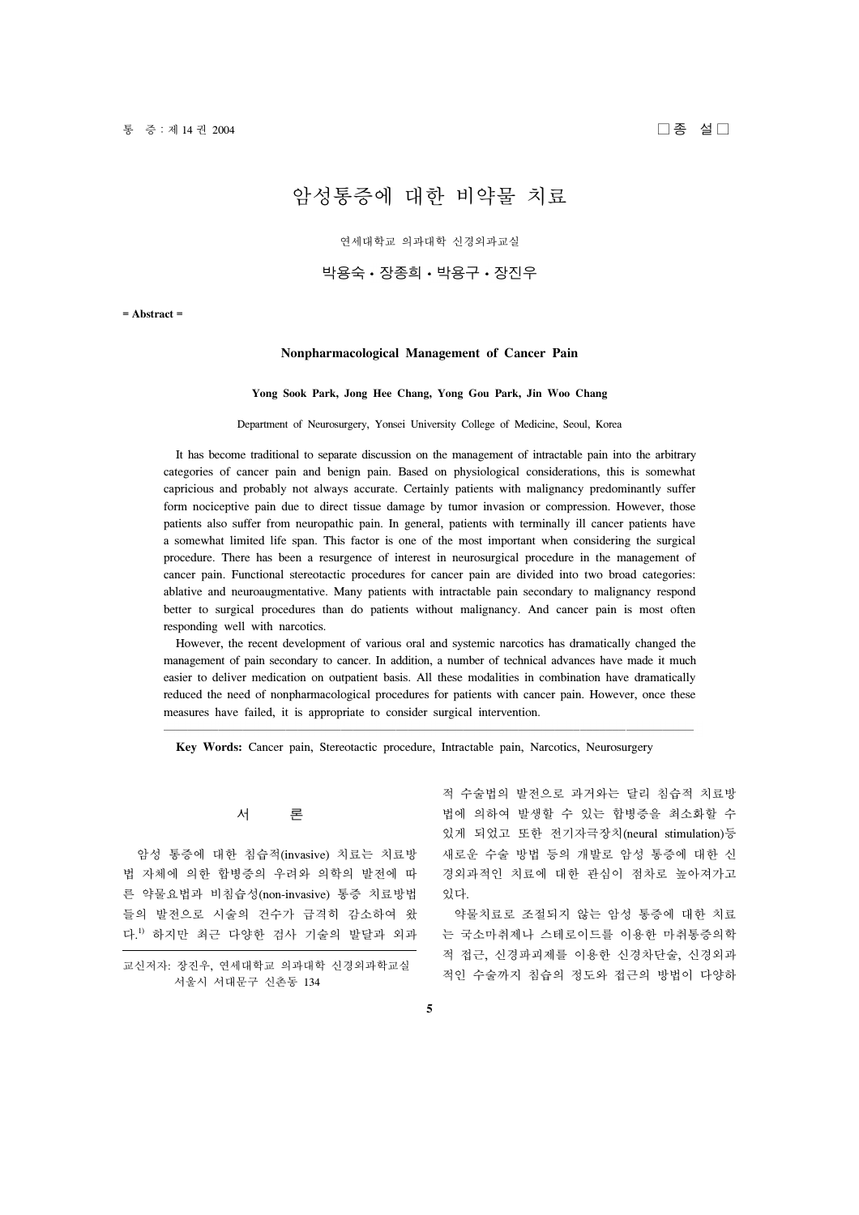□종 설□

# 암성통증에 대한 비약물 치료

연세대학교 의과대학 신경외과교실

박용숙 · 장종희 · 박용구 · 장진우

= Abstract =

## Nonpharmacological Management of Cancer Pain

**Yong Sook Park, Jong Hee Chang, Yong Gou Park, Jin Woo Chang**

Department of Neurosurgery, Yonsei University College of Medicine, Seoul, Korea

It has become traditional to separate discussion on the management of intractable pain into the arbitrary categories of cancer pain and benign pain. Based on physiological considerations, this is somewhat capricious and probably not always accurate. Certainly patients with malignancy predominantly suffer form nociceptive pain due to direct tissue damage by tumor invasion or compression. However, those patients also suffer from neuropathic pain. In general, patients with terminally ill cancer patients have a somewhat limited life span. This factor is one of the most important when considering the surgical procedure. There has been a resurgence of interest in neurosurgical procedure in the management of cancer pain. Functional stereotactic procedures for cancer pain are divided into two broad categories: ablative and neuroaugmentative. Many patients with intractable pain secondary to malignancy respond better to surgical procedures than do patients without malignancy. And cancer pain is most often responding well with narcotics.

However, the recent development of various oral and systemic narcotics has dramatically changed the management of pain secondary to cancer. In addition, a number of technical advances have made it much easier to deliver medication on outpatient basis. All these modalities in combination have dramatically reduced the need of nonpharmacological procedures for patients with cancer pain. However, once these measures have failed, it is appropriate to consider surgical intervention.

**Key Words:** Cancer pain, Stereotactic procedure, Intractable pain, Narcotics, Neurosurgery

## 서 론

암성 통증에 대한 침습적(invasive) 치료는 치료방법 자체에 의한 합병증의 우려와 의학의 발전에 따른 약물요법과 비침습성(non-invasive) 통증 치료방법들의 발전으로 시술의 건수가 급격히 감소하여 왔다.[1] 하지만 최근 다양한 검사 기술의 발달과 외과적 수술법의 발전으로 과거와는 달리 침습적 치료방법에 의하여 발생할 수 있는 합병증을 최소화할 수 있게 되었고 또한 전기자극장치(neural stimulation)등 새로운 수술 방법 등의 개발로 암성 통증에 대한 신경외과적인 치료에 대한 관심이 점차로 높아져가고 있다.

약물치료로 조절되지 않는 암성 통증에 대한 치료는 국소마취제나 스테로이드를 이용한 마취통증의학적 접근, 신경파괴제를 이용한 신경차단술, 신경외과적인 수술까지 침습의 정도와 접근의 방법이 다양하

교신저자: 장진우, 연세대학교 의과대학 신경외과학교실
서울시 서대문구 신촌동 134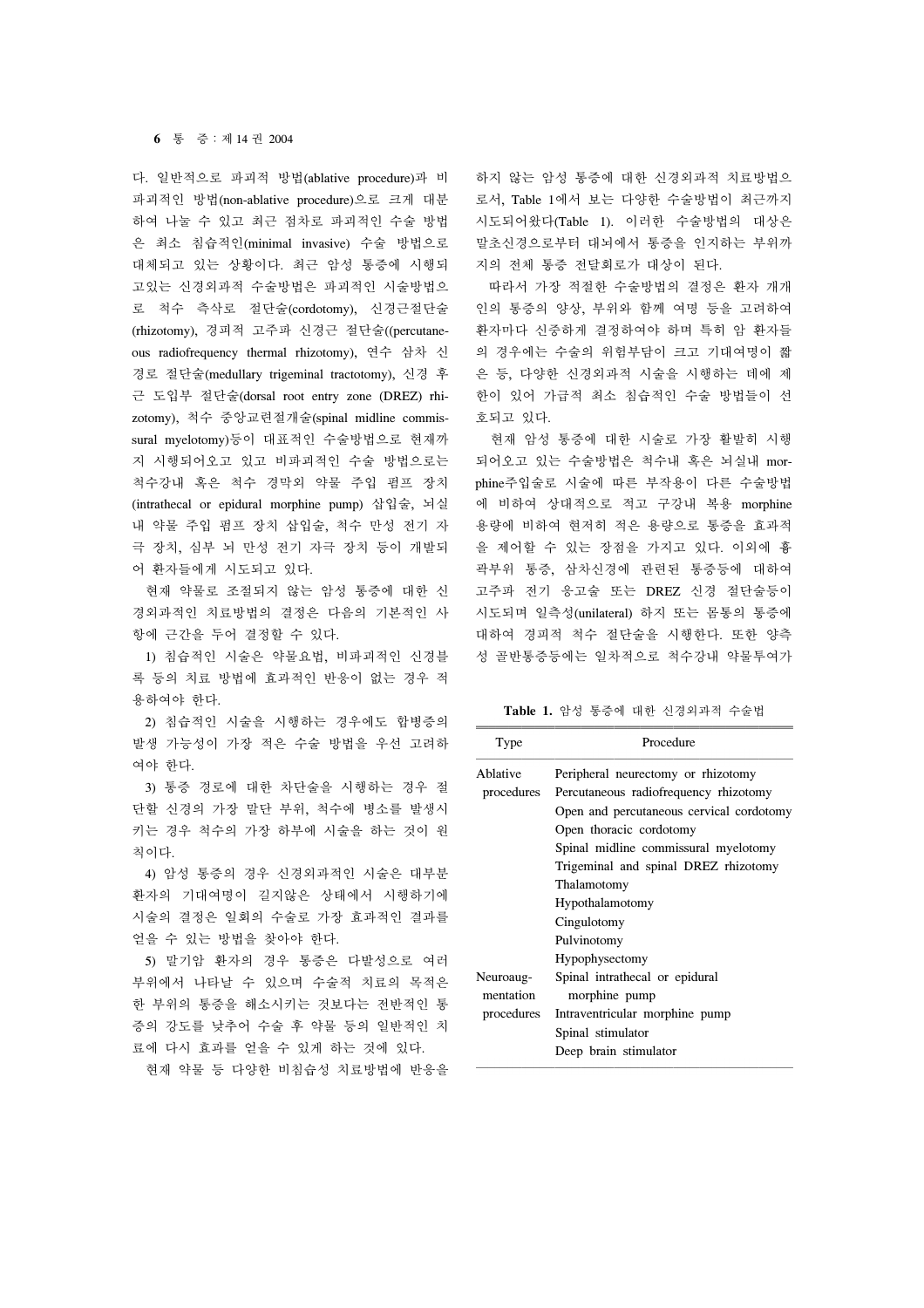다. 일반적으로 파괴적 방법(ablative procedure)과 비파괴적인 방법(non-ablative procedure)으로 크게 대분하여 나눌 수 있고 최근 점차로 파괴적인 수술 방법은 최소 침습적인(minimal invasive) 수술 방법으로 대체되고 있는 상황이다. 최근 암성 통증에 시행되고있는 신경외과적 수술방법은 파괴적인 시술방법으로 척수 측삭로 절단술(cordotomy), 신경근절단술(rhizotomy), 경피적 고주파 신경근 절단술((percutaneous radiofrequency thermal rhizotomy), 연수 삼차 신경로 절단술(medullary trigeminal tractotomy), 신경 후근 도입부 절단술(dorsal root entry zone (DREZ) rhizotomy), 척수 중앙교련절개술(spinal midline commissural myelotomy)등이 대표적인 수술방법으로 현재까지 시행되어오고 있고 비파괴적인 수술 방법으로는 척수강내 혹은 척수 경막외 약물 주입 펌프 장치(intrathecal or epidural morphine pump) 삽입술, 뇌실내 약물 주입 펌프 장치 삽입술, 척수 만성 전기 자극 장치, 심부 뇌 만성 전기 자극 장치 등이 개발되어 환자들에게 시도되고 있다.

현재 약물로 조절되지 않는 암성 통증에 대한 신경외과적인 치료방법의 결정은 다음의 기본적인 사항에 근간을 두어 결정할 수 있다.

1) 침습적인 시술은 약물요법, 비파괴적인 신경블록 등의 치료 방법에 효과적인 반응이 없는 경우 적용하여야 한다.

2) 침습적인 시술을 시행하는 경우에도 합병증의 발생 가능성이 가장 적은 수술 방법을 우선 고려하여야 한다.

3) 통증 경로에 대한 차단술을 시행하는 경우 절단할 신경의 가장 말단 부위, 척수에 병소를 발생시키는 경우 척수의 가장 하부에 시술을 하는 것이 원칙이다.

4) 암성 통증의 경우 신경외과적인 시술은 대부분 환자의 기대여명이 길지않은 상태에서 시행하기에 시술의 결정은 일회의 수술로 가장 효과적인 결과를 얻을 수 있는 방법을 찾아야 한다.

5) 말기암 환자의 경우 통증은 다발성으로 여러 부위에서 나타날 수 있으며 수술적 치료의 목적은 한 부위의 통증을 해소시키는 것보다는 전반적인 통증의 강도를 낮추어 수술 후 약물 등의 일반적인 치료에 다시 효과를 얻을 수 있게 하는 것에 있다.

현재 약물 등 다양한 비침습성 치료방법에 반응을 하지 않는 암성 통증에 대한 신경외과적 치료방법으로서, Table 1에서 보는 다양한 수술방법이 최근까지 시도되어왔다(Table 1). 이러한 수술방법의 대상은 말초신경으로부터 대뇌에서 통증을 인지하는 부위까지의 전체 통증 전달회로가 대상이 된다.

따라서 가장 적절한 수술방법의 결정은 환자 개개인의 통증의 양상, 부위와 함께 여명 등을 고려하여 환자마다 신중하게 결정하여야 하며 특히 암 환자들의 경우에는 수술의 위험부담이 크고 기대여명이 짧은 등, 다양한 신경외과적 시술을 시행하는 데에 제한이 있어 가급적 최소 침습적인 수술 방법들이 선호되고 있다.

현재 암성 통증에 대한 시술로 가장 활발히 시행되어오고 있는 수술방법은 척수내 혹은 뇌실내 morphine주입술로 시술에 따른 부작용이 다른 수술방법에 비하여 상대적으로 적고 구강내 복용 morphine 용량에 비하여 현저히 적은 용량으로 통증을 효과적을 제어할 수 있는 장점을 가지고 있다. 이외에 흉곽부위 통증, 삼차신경에 관련된 통증등에 대하여 고주파 전기 응고술 또는 DREZ 신경 절단술등이 시도되며 일측성(unilateral) 하지 또는 몸통의 통증에 대하여 경피적 척수 절단술을 시행한다. 또한 양측성 골반통증등에는 일차적으로 척수강내 약물투여가

**Table 1.** 암성 통증에 대한 신경외과적 수술법

| Type | Procedure |
|---|---|
| Ablative procedures | Peripheral neurectomy or rhizotomy |
| | Percutaneous radiofrequency rhizotomy |
| | Open and percutaneous cervical cordotomy |
| | Open thoracic cordotomy |
| | Spinal midline commissural myelotomy |
| | Trigeminal and spinal DREZ rhizotomy |
| | Thalamotomy |
| | Hypothalamotomy |
| | Cingulotomy |
| | Pulvinotomy |
| | Hypophysectomy |
| Neuroaugmentation procedures | Spinal intrathecal or epidural morphine pump |
| | Intraventricular morphine pump |
| | Spinal stimulator |
| | Deep brain stimulator |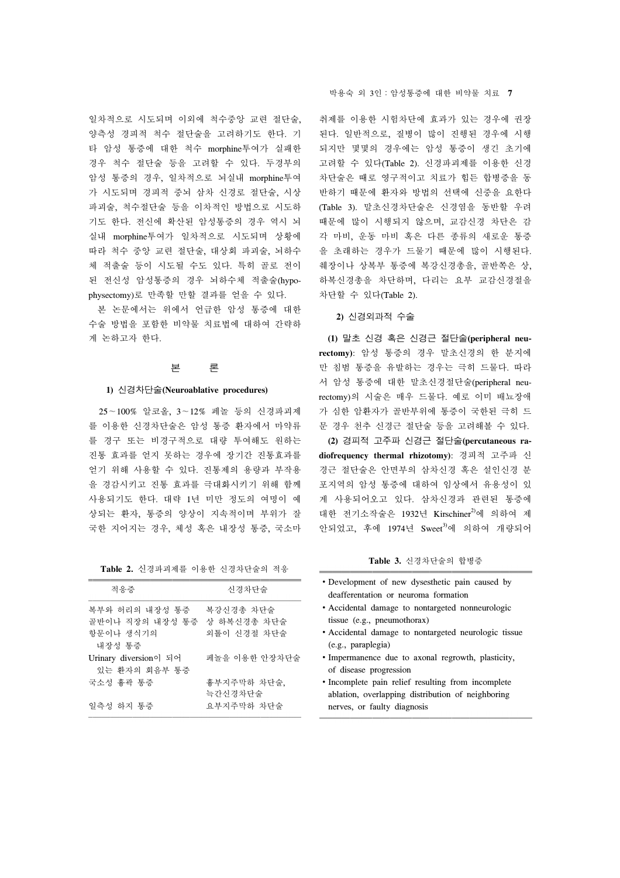일차적으로 시도되며 이외에 척수중앙 교련 절단술, 양측성 경피적 척수 절단술을 고려하기도 한다. 기타 암성 통증에 대한 척수 morphine투여가 실패한 경우 척수 절단술 등을 고려할 수 있다. 두경부의 암성 통증의 경우, 일차적으로 뇌실내 morphine투여가 시도되며 경피적 중뇌 삼차 신경로 절단술, 시상 파괴술, 척수절단술 등을 이차적인 방법으로 시도하기도 한다. 전신에 확산된 암성통증의 경우 역시 뇌실내 morphine투여가 일차적으로 시도되며 상황에 따라 척수 중앙 교련 절단술, 대상회 파괴술, 뇌하수체 적출술 등이 시도될 수도 있다. 특히 골로 전이된 전신성 암성통증의 경우 뇌하수체 적출술(hypophysectomy)로 만족할 만할 결과를 얻을 수 있다.

본 논문에서는 위에서 언급한 암성 통증에 대한 수술 방법을 포함한 비약물 치료법에 대하여 간략하게 논하고자 한다.

## 본 론

### 1) 신경차단술(Neuroablative procedures)

25～100% 알코올, 3～12% 페놀 등의 신경파괴제를 이용한 신경차단술은 암성 통증 환자에서 마약류를 경구 또는 비경구적으로 대량 투여해도 원하는 진통 효과를 얻지 못하는 경우에 장기간 진통효과를 얻기 위해 사용할 수 있다. 진통제의 용량과 부작용을 경감시키고 진통 효과를 극대화시키기 위해 함께 사용되기도 한다. 대략 1년 미만 정도의 여명이 예상되는 환자, 통증의 양상이 지속적이며 부위가 잘 국한 지어지는 경우, 체성 혹은 내장성 통증, 국소마취제를 이용한 시험차단에 효과가 있는 경우에 권장된다. 일반적으로, 질병이 많이 진행된 경우에 시행되지만 몇몇의 경우에는 암성 통증이 생긴 초기에 고려할 수 있다(Table 2). 신경파괴제를 이용한 신경차단술은 때로 영구적이고 치료가 힘든 합병증을 동반하기 때문에 환자와 방법의 선택에 신중을 요한다(Table 3). 말초신경차단술은 신경염을 동반할 우려 때문에 많이 시행되지 않으며, 교감신경 차단은 감각 마비, 운동 마비 혹은 다른 종류의 새로운 통증을 초래하는 경우가 드물기 때문에 많이 시행된다. 췌장이나 상복부 통증에 복강신경총을, 골반쪽은 상, 하복신경총을 차단하며, 다리는 요부 교감신경절을 차단할 수 있다(Table 2).

### 2) 신경외과적 수술

**(1) 말초 신경 혹은 신경근 절단술(peripheral neurectomy)**: 암성 통증의 경우 말초신경의 한 분지에만 침범 통증을 유발하는 경우는 극히 드물다. 따라서 암성 통증에 대한 말초신경절단술(peripheral neurectomy)의 시술은 매우 드물다. 예로 이미 배뇨장애가 심한 암환자가 골반부위에 통증이 국한된 극히 드문 경우 천추 신경근 절단술 등을 고려해볼 수 있다.

**(2) 경피적 고주파 신경근 절단술(percutaneous radiofrequency thermal rhizotomy)**: 경피적 고주파 신경근 절단술은 안면부의 삼차신경 혹은 설인신경 분포지역의 암성 통증에 대하여 임상에서 유용성이 있게 사용되어오고 있다. 삼차신경과 관련된 통증에 대한 전기소작술은 1932년 Kirschiner[2]에 의하여 제안되었고, 후에 1974년 Sweet[3]에 의하여 개량되어

**Table 2.** 신경파괴제를 이용한 신경차단술의 적응

| 적응증 | 신경차단술 |
|---|---|
| 복부와 허리의 내장성 통증 | 복강신경총 차단술 |
| 골반이나 직장의 내장성 통증 | 상 하복신경총 차단술 |
| 항문이나 생식기의 내장성 통증 | 외톨이 신경절 차단술 |
| Urinary diversion이 되어 있는 환자의 회음부 통증 | 페놀을 이용한 안장차단술 |
| 국소성 흉곽 통증 | 흉부지주막하 차단술, 늑간신경차단술 |
| 일측성 하지 통증 | 요부지주막하 차단술 |

**Table 3.** 신경차단술의 합병증

- Development of new dysesthetic pain caused by deafferentation or neuroma formation
- Accidental damage to nontargeted nonneurologic tissue (e.g., pneumothorax)
- Accidental damage to nontargeted neurologic tissue (e.g., paraplegia)
- Impermanence due to axonal regrowth, plasticity, of disease progression
- Incomplete pain relief resulting from incomplete ablation, overlapping distribution of neighboring nerves, or faulty diagnosis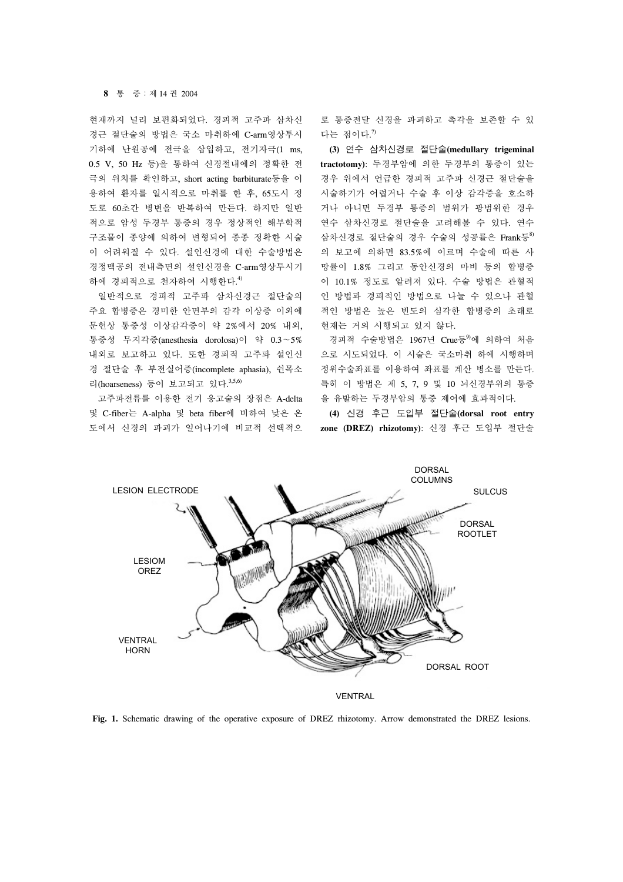현재까지 널리 보편화되었다. 경피적 고주파 삼차신경근 절단술의 방법은 국소 마취하에 C-arm영상투시기하에 난원공에 전극을 삽입하고, 전기자극(1 ms, 0.5 V, 50 Hz 등)을 통하여 신경절내에의 정확한 전극의 위치를 확인하고, short acting barbiturate등을 이용하여 환자를 일시적으로 마취를 한 후, 65도시 정도로 60초간 병변을 반복하여 만든다. 하지만 일반적으로 암성 두경부 통증의 경우 정상적인 해부학적 구조물이 종양에 의하여 변형되어 종종 정확한 시술이 어려워질 수 있다. 설인신경에 대한 수술방법은 경정맥공의 전내측면의 설인신경을 C-arm영상투시기하에 경피적으로 천자하여 시행한다.[4)]

일반적으로 경피적 고주파 삼차신경근 절단술의 주요 합병증은 경미한 안면부의 감각 이상증 이외에 문헌상 통증성 이상감각증이 약 2%에서 20% 내외, 통증성 무지각증(anesthesia dorolosa)이 약 0.3~5% 내외로 보고하고 있다. 또한 경피적 고주파 설인신경 절단술 후 부전실어증(incomplete aphasia), 쉰목소리(hoarseness) 등이 보고되고 있다.[3,5,6)]

고주파전류를 이용한 전기 응고술의 장점은 A-delta 및 C-fiber는 A-alpha 및 beta fiber에 비하여 낮은 온도에서 신경의 파괴가 일어나기에 비교적 선택적으로 통증전달 신경을 파괴하고 촉각을 보존할 수 있다는 점이다.[7)]

**(3) 연수 삼차신경로 절단술(medullary trigeminal tractotomy)**: 두경부암에 의한 두경부의 통증이 있는 경우 위에서 언급한 경피적 고주파 신경근 절단술을 시술하기가 어렵거나 수술 후 이상 감각증을 호소하거나 아니면 두경부 통증의 범위가 광범위한 경우 연수 삼차신경로 절단술을 고려해볼 수 있다. 연수 삼차신경로 절단술의 경우 수술의 성공률은 Frank등[8)]의 보고에 의하면 83.5%에 이르며 수술에 따른 사망률이 1.8% 그리고 동안신경의 마비 등의 합병증이 10.1% 정도로 알려져 있다. 수술 방법은 관혈적인 방법과 경피적인 방법으로 나눌 수 있으나 관혈적인 방법은 높은 빈도의 심각한 합병증의 초래로 현재는 거의 시행되고 있지 않다.

경피적 수술방법은 1967년 Crue등[9)]에 의하여 처음으로 시도되었다. 이 시술은 국소마취 하에 시행하며 정위수술좌표를 이용하여 좌표를 계산 병소를 만든다. 특히 이 방법은 제 5, 7, 9 및 10 뇌신경부위의 통증을 유발하는 두경부암의 통증 제어에 효과적이다.

**(4) 신경 후근 도입부 절단술(dorsal root entry zone (DREZ) rhizotomy)**: 신경 후근 도입부 절단술

**Fig. 1.** Schematic drawing of the operative exposure of DREZ rhizotomy. Arrow demonstrated the DREZ lesions.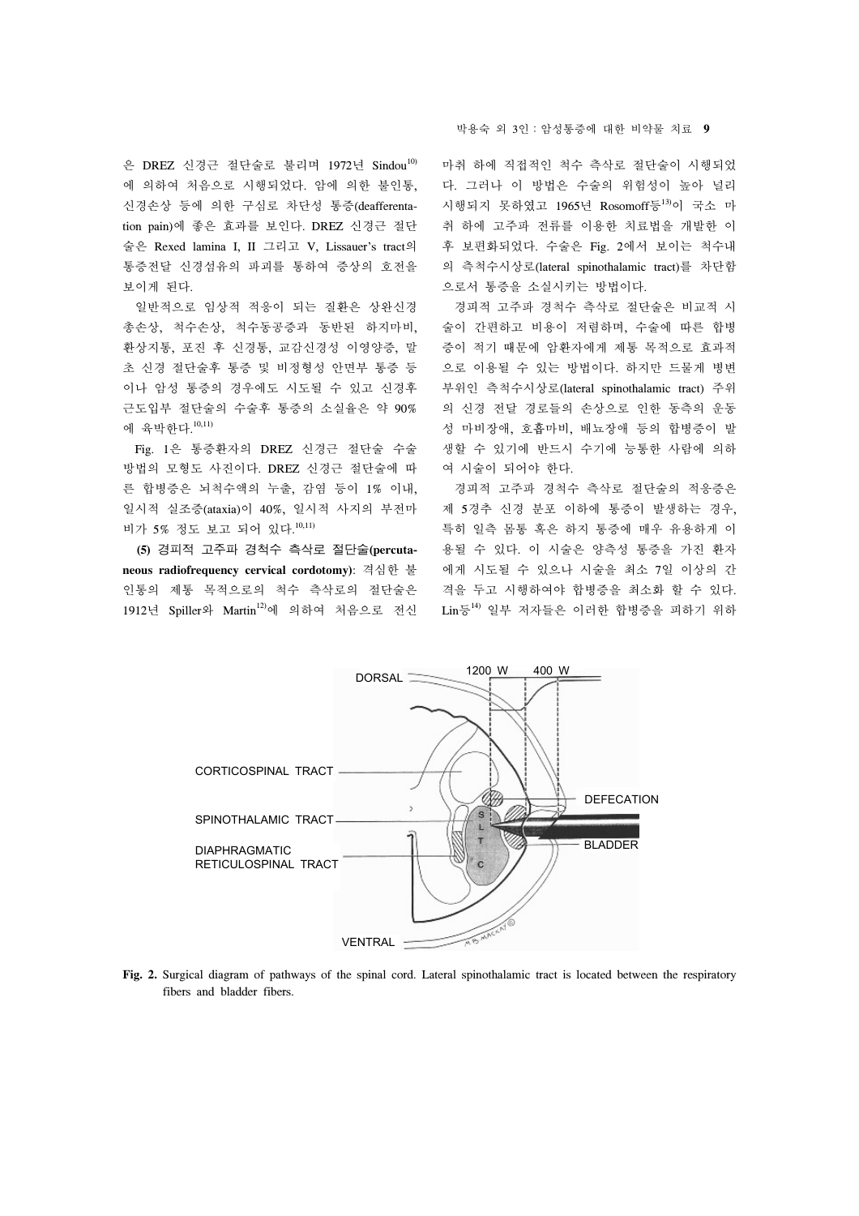은 DREZ 신경근 절단술로 불리며 1972년 Sindou[10]에 의하여 처음으로 시행되었다. 암에 의한 불인통, 신경손상 등에 의한 구심로 차단성 통증(deafferentation pain)에 좋은 효과를 보인다. DREZ 신경근 절단술은 Rexed lamina I, II 그리고 V, Lissauer's tract의 통증전달 신경섬유의 파괴를 통하여 증상의 호전을 보이게 된다.

일반적으로 임상적 적응이 되는 질환은 상완신경총손상, 척수손상, 척수동공증과 동반된 하지마비, 환상지통, 포진 후 신경통, 교감신경성 이영양증, 말초 신경 절단술후 통증 및 비정형성 안면부 통증 등이나 암성 통증의 경우에도 시도될 수 있고 신경후근도입부 절단술의 수술후 통증의 소실율은 약 90%에 육박한다.[10,11]

Fig. 1은 통증환자의 DREZ 신경근 절단술 수술방법의 모형도 사진이다. DREZ 신경근 절단술에 따른 합병증은 뇌척수액의 누출, 감염 등이 1% 이내, 일시적 실조증(ataxia)이 40%, 일시적 사지의 부전마비가 5% 정도 보고 되어 있다.[10,11]

**(5) 경피적 고주파 경척수 측삭로 절단술(percutaneous radiofrequency cervical cordotomy)**: 격심한 불인통의 제통 목적으로의 척수 측삭로의 절단술은 1912년 Spiller와 Martin[12]에 의하여 처음으로 전신마취 하에 직접적인 척수 측삭로 절단술이 시행되었다. 그러나 이 방법은 수술의 위험성이 높아 널리 시행되지 못하였고 1965년 Rosomoff등[13]이 국소 마취 하에 고주파 전류를 이용한 치료법을 개발한 이후 보편화되었다. 수술은 Fig. 2에서 보이는 척수내의 측척수시상로(lateral spinothalamic tract)를 차단함으로서 통증을 소실시키는 방법이다.

경피적 고주파 경척수 측삭로 절단술은 비교적 시술이 간편하며, 비용이 저렴하며, 수술에 따른 합병증이 적기 때문에 암환자에게 제통 목적으로 효과적으로 이용될 수 있는 방법이다. 하지만 드물게 병변부위인 측척수시상로(lateral spinothalamic tract) 주위의 신경 전달 경로들의 손상으로 인한 동측의 운동성 마비장애, 호흡마비, 배뇨장애 등의 합병증이 발생할 수 있기에 반드시 수기에 능통한 사람에 의하여 시술이 되어야 한다.

경피적 고주파 경척수 측삭로 절단술의 적응증은 제 5경추 신경 분포 이하에 통증이 발생하는 경우, 특히 일측 몸통 혹은 하지 통증에 매우 유용하게 이용될 수 있다. 이 시술은 양측성 통증을 가진 환자에게 시도될 수 있으나 시술을 최소 7일 이상의 간격을 두고 시행하여야 합병증을 최소화 할 수 있다. Lin등[14] 일부 저자들은 이러한 합병증을 피하기 위하

**Fig. 2.** Surgical diagram of pathways of the spinal cord. Lateral spinothalamic tract is located between the respiratory fibers and bladder fibers.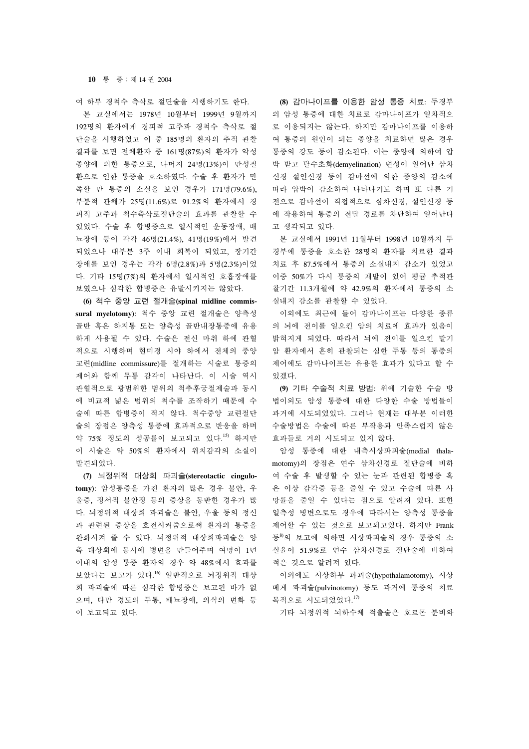여 하부 경척수 측삭로 절단술을 시행하기도 한다.

본 교실에서는 1978년 10월부터 1999년 9월까지 192명의 환자에게 경피적 고주파 경척수 측삭로 절단술을 시행하였고 이 중 185명의 환자의 추적 관찰 결과를 보면 전체환자 중 161명(87%)의 환자가 악성 종양에 의한 통증으로, 나머지 24명(13%)이 만성질환으로 인한 통증을 호소하였다. 수술 후 환자가 만족할 만 통증의 소실을 보인 경우가 171명(79.6%), 부분적 관해가 25명(11.6%)로 91.2%의 환자에서 경피적 고주파 척수측삭로절단술의 효과를 관찰할 수 있었다. 수술 후 합병증으로 일시적인 운동장애, 배뇨장애 등이 각각 46명(21.4%), 41명(19%)에서 발견되었으나 대부분 3주 이내 회복이 되었고, 장기간 장애를 보인 경우는 각각 6명(2.8%)과 5명(2.3%)이었다. 기타 15명(7%)의 환자에서 일시적인 호흡장애를 보였으나 심각한 합병증은 유발시키지는 않았다.

**(6) 척수 중앙 교련 절개술(spinal midline commissural myelotomy)**: 척수 중앙 교련 절개술은 양측성 골반 혹은 하지통 또는 양측성 골반내장통증에 유용하게 사용될 수 있다. 수술은 전신 마취 하에서 관혈적으로 시행하며 현미경 시야 하에서 전체의 중앙 교련(midline commissure)를 절개하는 시술로 통증의 제어와 함께 무통 감각이 나타난다. 이 시술 역시 관혈적으로 광범위한 범위의 척추후궁절제술과 동시에 비교적 넓은 범위의 척수를 조작하기 때문에 수술에 따른 합병증이 적지 않다. 척수중앙 교련절단술의 장점은 양측성 통증에 효과적으로 반응을 하며 약 75% 정도의 성공률이 보고되고 있다.[15] 하지만 이 시술은 약 50%의 환자에서 위치감각의 소실이 발견되었다.

**(7) 뇌정위적 대상회 파괴술(stereotactic cingulotomy)**: 암성통증을 가진 환자의 많은 경우 불안, 우울증, 정서적 불안정 등의 증상을 동반한 경우가 많다. 뇌정위적 대상회 파괴술은 불안, 우울 등의 정신과 관련된 증상을 호전시켜줌으로써 환자의 통증을 완화시켜 줄 수 있다. 뇌정위적 대상회파괴술은 양측 대상회에 동시에 병변을 만들어주며 여명이 1년 이내의 암성 통증 환자의 경우 약 48%에서 효과를 보았다는 보고가 있다.[16] 일반적으로 뇌정위적 대상회 파괴술에 따른 심각한 합병증은 보고된 바가 없으며, 다만 경도의 두통, 배뇨장애, 의식의 변화 등이 보고되고 있다.

**(8) 감마나이프를 이용한 암성 통증 치료**: 두경부의 암성 통증에 대한 치료로 감마나이프가 일차적으로 이용되지는 않는다. 하지만 감마나이프를 이용하여 통증의 원인이 되는 종양을 치료하면 많은 경우 통증의 강도 등이 감소된다. 이는 종양에 의하여 압박 받고 탈수초화(demyelination) 변성이 일어난 삼차신경 설인신경 등이 감마선에 의한 종양의 감소에 따라 압박이 감소하여 나타나기도 하며 또 다른 기전으로 감마선이 직접적으로 삼차신경, 설인신경 등에 작용하여 통증의 전달 경로를 차단하여 일어난다고 생각되고 있다.

본 교실에서 1991년 11월부터 1998년 10월까지 두경부에 통증을 호소한 28명의 환자를 치료한 결과 치료 후 87.5%에서 통증의 소실내지 감소가 있었고 이중 50%가 다시 통증의 재발이 있어 평균 추적관찰기간 11.3개월에 약 42.9%의 환자에서 통증의 소실내지 감소를 관찰할 수 있었다.

이외에도 최근에 들어 감마나이프는 다양한 종류의 뇌에 전이를 일으킨 암의 치료에 효과가 있음이 밝혀지게 되었다. 따라서 뇌에 전이를 일으킨 말기 암 환자에서 흔히 관찰되는 심한 두통 등의 통증의 제어에도 감마나이프는 유용한 효과가 있다고 할 수 있겠다.

**(9) 기타 수술적 치료 방법**: 위에 기술한 수술 방법이외도 암성 통증에 대한 다양한 수술 방법들이 과거에 시도되었었다. 그러나 현재는 대부분 이러한 수술방법은 수술에 따른 부작용과 만족스럽지 않은 효과들로 거의 시도되고 있지 않다.

암성 통증에 대한 내측시상파괴술(medial thalamotomy)의 장점은 연수 삼차신경로 절단술에 비하여 수술 후 발생할 수 있는 눈과 관련된 합병증 혹은 이상 감각증 등을 줄일 수 있고 수술에 따른 사망률을 줄일 수 있다는 점으로 알려져 있다. 또한 일측성 병변으로도 경우에 따라서는 양측성 통증을 제어할 수 있는 것으로 보고되고있다. 하지만 Frank 등[8]의 보고에 의하면 시상파괴술의 경우 통증의 소실율이 51.9%로 연수 삼차신경로 절단술에 비하여 적은 것으로 알려져 있다.

이외에도 시상하부 파괴술(hypothalamotomy), 시상베게 파괴술(pulvinotomy) 등도 과거에 통증의 치료 목적으로 시도되었었다.[17]

기타 뇌정위적 뇌하수체 적출술은 호르몬 분비와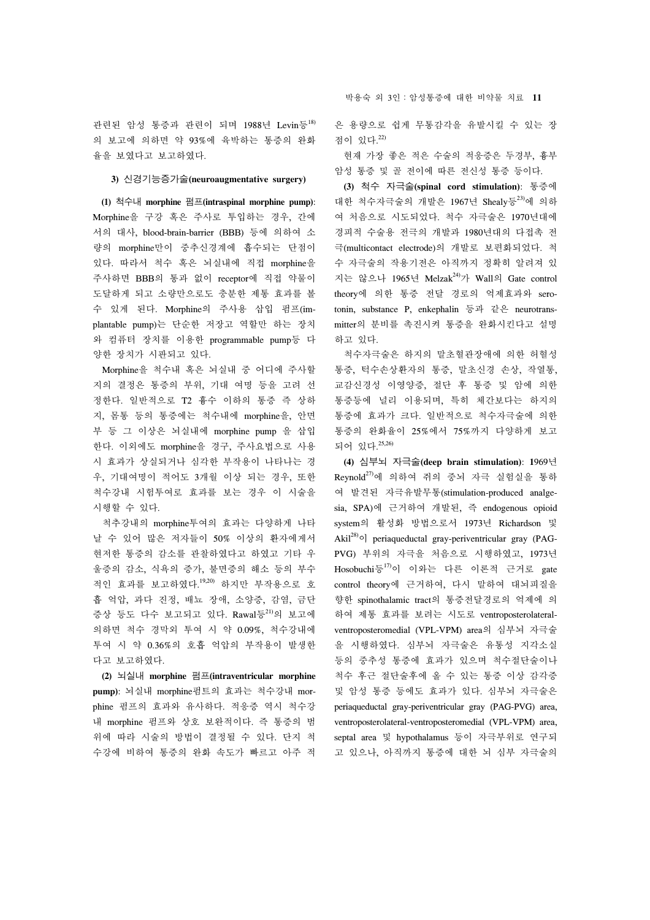관련된 암성 통증과 관련이 되며 1988년 Levin등[18]의 보고에 의하면 약 93%에 육박하는 통증의 완화율을 보였다고 보고하였다.

### 3) 신경기능증가술(neuroaugmentative surgery)

**(1) 척수내 morphine 펌프(intraspinal morphine pump)**: Morphine을 구강 혹은 주사로 투입하는 경우, 간에서의 대사, blood-brain-barrier (BBB) 등에 의하여 소량의 morphine만이 중추신경계에 흡수되는 단점이 있다. 따라서 척수 혹은 뇌실내에 직접 morphine을 주사하면 BBB의 통과 없이 receptor에 직접 약물이 도달하게 되고 소량만으로도 충분한 제통 효과를 볼 수 있게 된다. Morphine의 주사용 삽입 펌프(implantable pump)는 단순한 저장고 역할만 하는 장치와 컴퓨터 장치를 이용한 programmable pump등 다양한 장치가 시판되고 있다.

Morphine을 척수내 혹은 뇌실내 중 어디에 주사할지의 결정은 통증의 부위, 기대 여명 등을 고려 선정한다. 일반적으로 T2 흉수 이하의 통증 즉 상하지, 몸통 등의 통증에는 척수내에 morphine을, 안면부 등 그 이상은 뇌실내에 morphine pump 을 삽입한다. 이외에도 morphine을 경구, 주사요법으로 사용시 효과가 상실되거나 심각한 부작용이 나타나는 경우, 기대여명이 적어도 3개월 이상 되는 경우, 또한 척수강내 시험투여로 효과를 보는 경우 이 시술을 시행할 수 있다.

척추강내의 morphine투여의 효과는 다양하게 나타날 수 있어 많은 저자들이 50% 이상의 환자에게서 현저한 통증의 감소를 관찰하였다고 하였고 기타 우울증의 감소, 식욕의 증가, 불면증의 해소 등의 부수적인 효과를 보고하였다.[19,20] 하지만 부작용으로 호흡 억압, 과다 진정, 배뇨 장애, 소양증, 감염, 금단증상 등도 다수 보고되고 있다. Rawal등[21]의 보고에 의하면 척수 경막외 투여 시 약 0.09%, 척수강내에 투여 시 약 0.36%의 호흡 억압의 부작용이 발생한다고 보고하였다.

**(2) 뇌실내 morphine 펌프(intraventricular morphine pump)**: 뇌실내 morphine펌프의 효과는 척수강내 morphine 펌프의 효과와 유사하다. 적응증 역시 척수강내 morphine 펌프와 상호 보완적이다. 즉 통증의 범위에 따라 시술의 방법이 결정될 수 있다. 단지 척수강에 비하여 통증의 완화 속도가 빠르고 아주 적은 용량으로 쉽게 무통감각을 유발시킬 수 있는 장점이 있다.[22)]

현재 가장 좋은 적은 수술의 적응증은 두경부, 흉부 암성 통증 및 골 전이에 따른 전신성 통증 등이다.

**(3) 척수 자극술(spinal cord stimulation)**: 통증에 대한 척수자극술의 개발은 1967년 Shealy등[23]에 의하여 처음으로 시도되었다. 척수 자극술은 1970년대에 경피적 수술용 전극의 개발과 1980년대의 다접촉 전극(multicontact electrode)의 개발로 보편화되었다. 척수 자극술의 작용기전은 아직까지 정확히 알려져 있지는 않으나 1965년 Melzak[24]가 Wall의 Gate control theory에 의한 통증 전달 경로의 억제효과와 serotonin, substance P, enkephalin 등과 같은 neurotransmitter의 분비를 촉진시켜 통증을 완화시킨다고 설명하고 있다.

척수자극술은 하지의 말초혈관장애에 의한 허혈성 통증, 턱수손상환자의 통증, 말초신경 손상, 작열통, 교감신경성 이영양증, 절단 후 통증 및 암에 의한 통증등에 널리 이용되며, 특히 체간보다는 하지의 통증에 효과가 크다. 일반적으로 척수자극술에 의한 통증의 완화율이 25%에서 75%까지 다양하게 보고되어 있다.[25,26]

**(4) 심부뇌 자극술(deep brain stimulation)**: 1969년 Reynold[27]에 의하여 쥐의 중뇌 자극 실험실을 통하여 발견된 자극유발무통(stimulation-produced analgesia, SPA)에 근거하여 개발된, 즉 endogenous opioid system의 활성화 방법으로서 1973년 Richardson 및 Akil[28]이 periaqueductal gray-periventricular gray (PAG-PVG) 부위의 자극을 처음으로 시행하였고, 1973년 Hosobuchi등[17]이 이와는 다른 이론적 근거로 gate control theory에 근거하여, 다시 말하여 대뇌피질을 향한 spinothalamic tract의 통증전달경로의 억제에 의하여 제통 효과를 보려는 시도로 ventroposterolateral-ventroposteromedial (VPL-VPM) area의 심부뇌 자극술을 시행하였다. 심부뇌 자극술은 유통성 지각소실 등의 중추성 통증에 효과가 있으며 척수절단술이나 척수 후근 절단술후에 올 수 있는 통증 이상 감각증 및 암성 통증 등에도 효과가 있다. 심부뇌 자극술은 periaqueductal gray-periventricular gray (PAG-PVG) area, ventroposterolateral-ventroposteromedial (VPL-VPM) area, septal area 및 hypothalamus 등이 자극부위로 연구되고 있으나, 아직까지 통증에 대한 뇌 심부 자극술의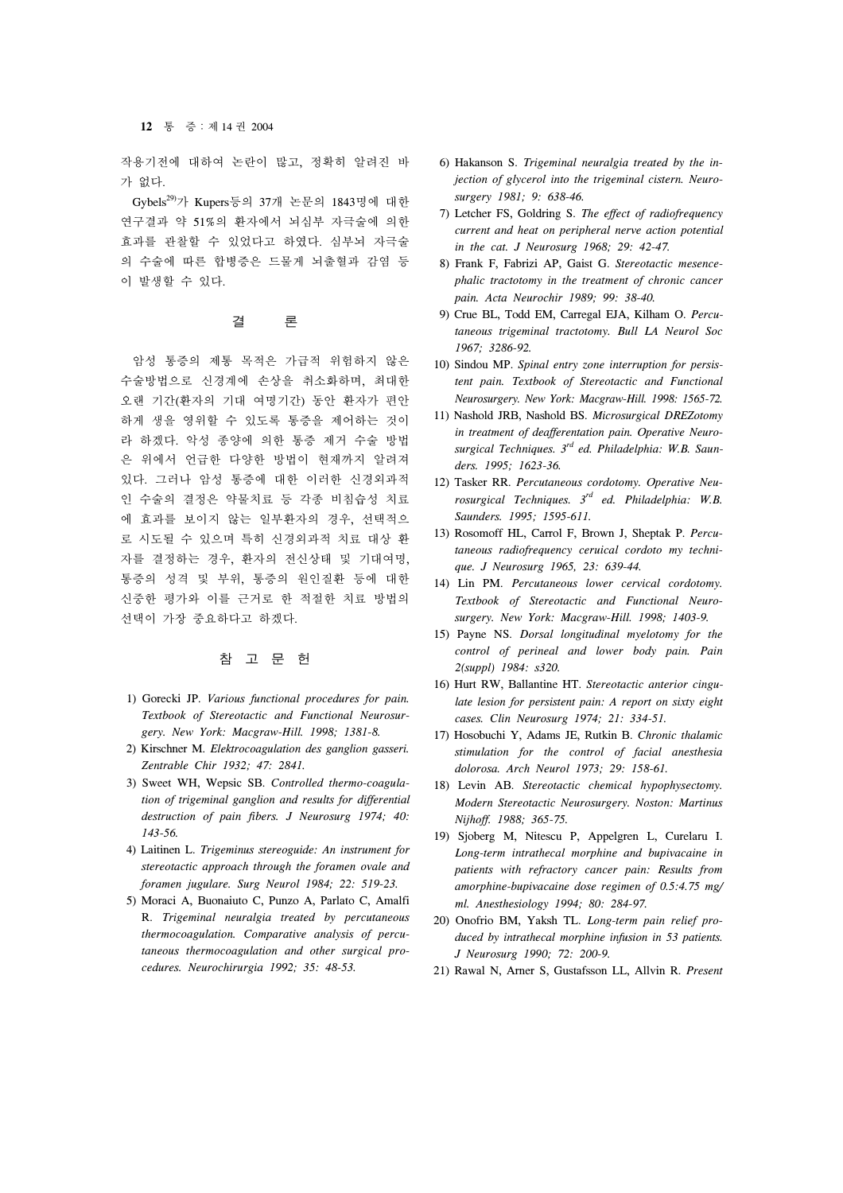작용기전에 대하여 논란이 많고, 정확히 알려진 바가 없다.

Gybels[29]가 Kupers등의 37개 논문의 1843명에 대한 연구결과 약 51%의 환자에서 뇌심부 자극술에 의한 효과를 관찰할 수 있었다고 하였다. 심부뇌 자극술의 수술에 따른 합병증은 드물게 뇌출혈과 감염 등이 발생할 수 있다.

## 결 론

암성 통증의 제통 목적은 가급적 위험하지 않은 수술방법으로 신경계에 손상을 최소화하며, 최대한 오랜 기간(환자의 기대 여명기간) 동안 환자가 편안하게 생을 영위할 수 있도록 통증을 제어하는 것이라 하겠다. 악성 종양에 의한 통증 제거 수술 방법은 위에서 언급한 다양한 방법이 현재까지 알려져 있다. 그러나 암성 통증에 대한 이러한 신경외과적인 수술의 결정은 약물치료 등 각종 비침습성 치료에 효과를 보이지 않는 일부환자의 경우, 선택적으로 시도될 수 있으며 특히 신경외과적 치료 대상 환자를 결정하는 경우, 환자의 전신상태 및 기대여명, 통증의 성격 및 부위, 통증의 원인질환 등에 대한 신중한 평가와 이를 근거로 한 적절한 치료 방법의 선택이 가장 중요하다고 하겠다.

## 참 고 문 헌

1) Gorecki JP. *Various functional procedures for pain. Textbook of Stereotactic and Functional Neurosurgery. New York: Macgraw-Hill. 1998; 1381-8.*
2) Kirschner M. *Elektrocoagulation des ganglion gasseri. Zentrable Chir 1932; 47: 2841.*
3) Sweet WH, Wepsic SB. *Controlled thermo-coagulation of trigeminal ganglion and results for differential destruction of pain fibers. J Neurosurg 1974; 40: 143-56.*
4) Laitinen L. *Trigeminus stereoguide: An instrument for stereotactic approach through the foramen ovale and foramen jugulare. Surg Neurol 1984; 22: 519-23.*
5) Moraci A, Buonaiuto C, Punzo A, Parlato C, Amalfi R. *Trigeminal neuralgia treated by percutaneous thermocoagulation. Comparative analysis of percutaneous thermocoagulation and other surgical procedures. Neurochirurgia 1992; 35: 48-53.*
6) Hakanson S. *Trigeminal neuralgia treated by the injection of glycerol into the trigeminal cistern. Neurosurgery 1981; 9: 638-46.*
7) Letcher FS, Goldring S. *The effect of radiofrequency current and heat on peripheral nerve action potential in the cat. J Neurosurg 1968; 29: 42-47.*
8) Frank F, Fabrizi AP, Gaist G. *Stereotactic mesencephalic tractotomy in the treatment of chronic cancer pain. Acta Neurochir 1989; 99: 38-40.*
9) Crue BL, Todd EM, Carregal EJA, Kilham O. *Percutaneous trigeminal tractotomy. Bull LA Neurol Soc 1967; 3286-92.*
10) Sindou MP. *Spinal entry zone interruption for persistent pain. Textbook of Stereotactic and Functional Neurosurgery. New York: Macgraw-Hill. 1998: 1565-72.*
11) Nashold JRB, Nashold BS. *Microsurgical DREZotomy in treatment of deafferentation pain. Operative Neurosurgical Techniques. 3rd ed. Philadelphia: W.B. Saunders. 1995; 1623-36.*
12) Tasker RR. *Percutaneous cordotomy. Operative Neurosurgical Techniques. 3rd ed. Philadelphia: W.B. Saunders. 1995; 1595-611.*
13) Rosomoff HL, Carrol F, Brown J, Sheptak P. *Percutaneous radiofrequency ceruical cordoto my technique. J Neurosurg 1965, 23: 639-44.*
14) Lin PM. *Percutaneous lower cervical cordotomy. Textbook of Stereotactic and Functional Neurosurgery. New York: Macgraw-Hill. 1998; 1403-9.*
15) Payne NS. *Dorsal longitudinal myelotomy for the control of perineal and lower body pain. Pain 2(suppl) 1984: s320.*
16) Hurt RW, Ballantine HT. *Stereotactic anterior cingulate lesion for persistent pain: A report on sixty eight cases. Clin Neurosurg 1974; 21: 334-51.*
17) Hosobuchi Y, Adams JE, Rutkin B. *Chronic thalamic stimulation for the control of facial anesthesia dolorosa. Arch Neurol 1973; 29: 158-61.*
18) Levin AB. *Stereotactic chemical hypophysectomy. Modern Stereotactic Neurosurgery. Noston: Martinus Nijhoff. 1988; 365-75.*
19) Sjoberg M, Nitescu P, Appelgren L, Curelaru I. *Long-term intrathecal morphine and bupivacaine in patients with refractory cancer pain: Results from amorphine-bupivacaine dose regimen of 0.5:4.75 mg/ml. Anesthesiology 1994; 80: 284-97.*
20) Onofrio BM, Yaksh TL. *Long-term pain relief produced by intrathecal morphine infusion in 53 patients. J Neurosurg 1990; 72: 200-9.*
21) Rawal N, Arner S, Gustafsson LL, Allvin R. *Present*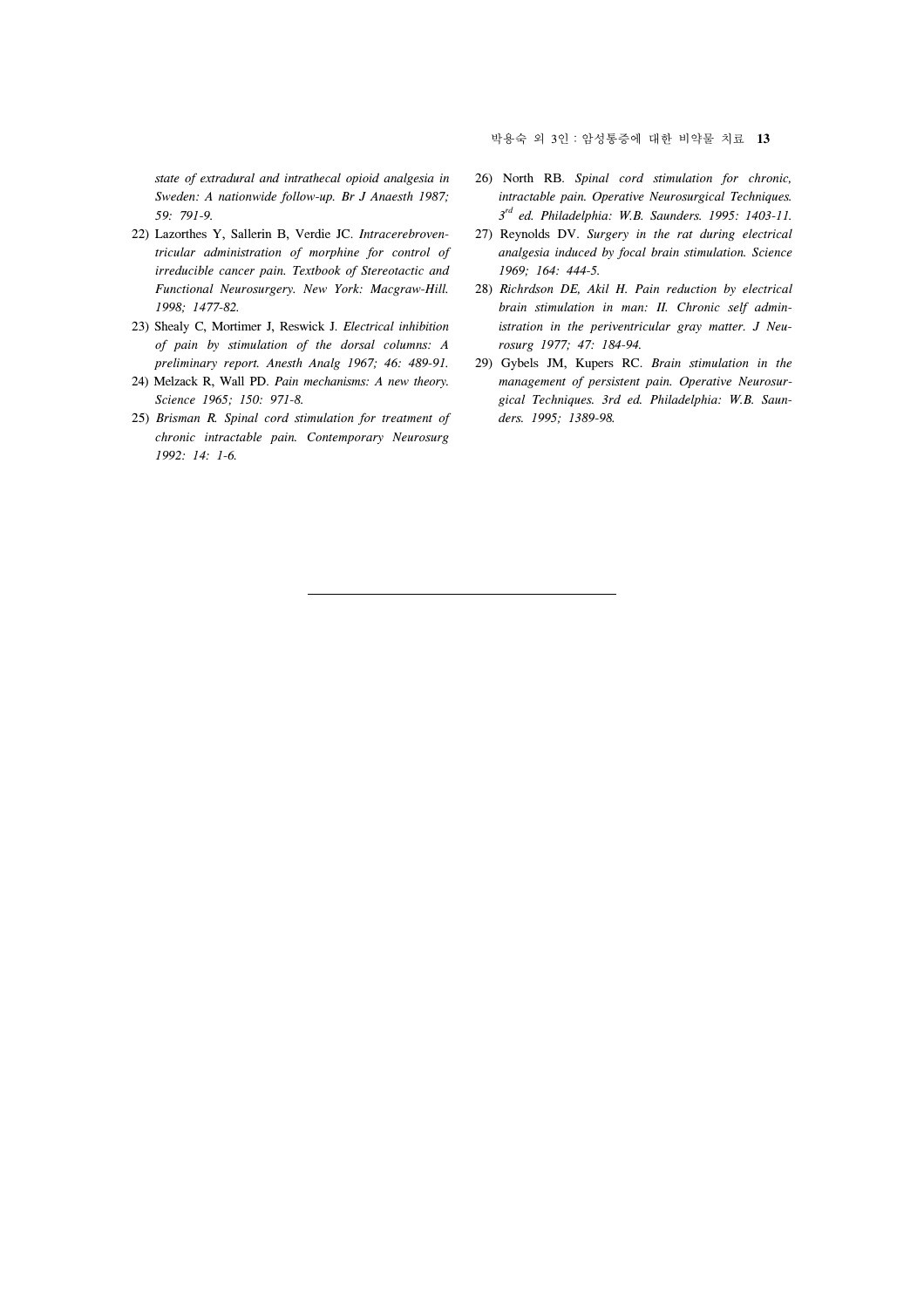*state of extradural and intrathecal opioid analgesia in Sweden: A nationwide follow-up. Br J Anaesth 1987; 59: 791-9.*

22) Lazorthes Y, Sallerin B, Verdie JC. *Intracerebroventricular administration of morphine for control of irreducible cancer pain. Textbook of Stereotactic and Functional Neurosurgery. New York: Macgraw-Hill. 1998; 1477-82.*

23) Shealy C, Mortimer J, Reswick J. *Electrical inhibition of pain by stimulation of the dorsal columns: A preliminary report. Anesth Analg 1967; 46: 489-91.*

24) Melzack R, Wall PD. *Pain mechanisms: A new theory. Science 1965; 150: 971-8.*

25) *Brisman R. Spinal cord stimulation for treatment of chronic intractable pain. Contemporary Neurosurg 1992: 14: 1-6.*

26) North RB. *Spinal cord stimulation for chronic, intractable pain. Operative Neurosurgical Techniques. 3rd ed. Philadelphia: W.B. Saunders. 1995: 1403-11.*

27) Reynolds DV. *Surgery in the rat during electrical analgesia induced by focal brain stimulation. Science 1969; 164: 444-5.*

28) *Richrdson DE, Akil H. Pain reduction by electrical brain stimulation in man: II. Chronic self administration in the periventricular gray matter. J Neurosurg 1977; 47: 184-94.*

29) Gybels JM, Kupers RC. *Brain stimulation in the management of persistent pain. Operative Neurosurgical Techniques. 3rd ed. Philadelphia: W.B. Saunders. 1995; 1389-98.*